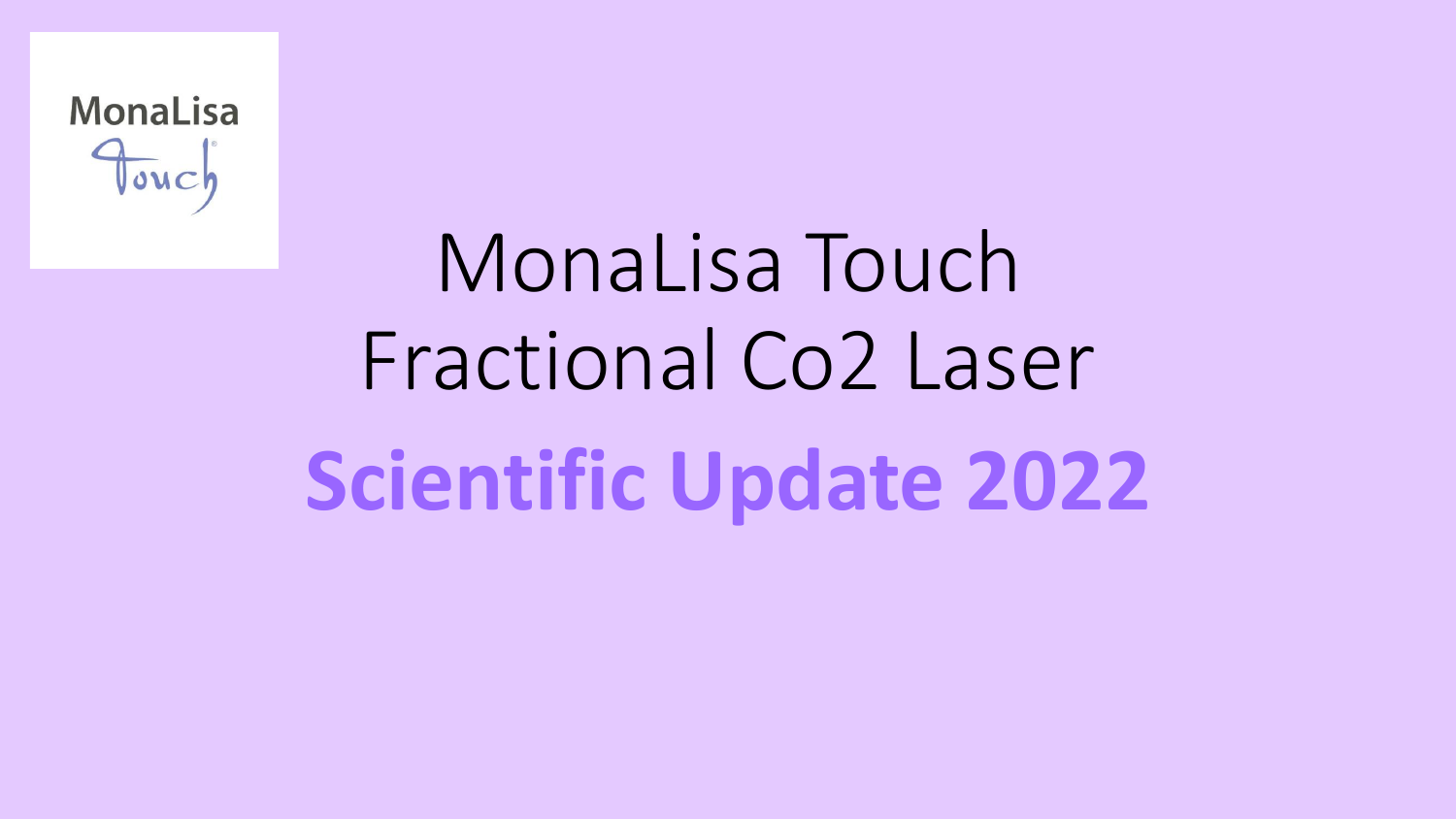MonaLisa Touch

# MonaLisa Touch Fractional Co2 Laser

## Scientific Update 2022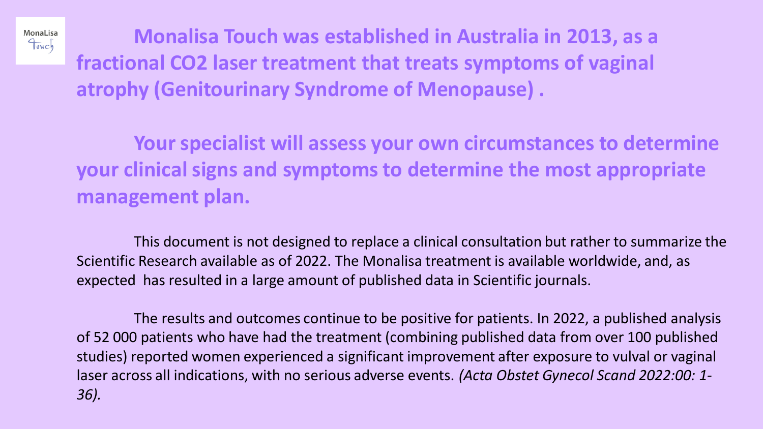**Monalisa Touch was established in Australia in 2013, as a fractional $CO_2$ laser treatment that treats symptoms of vaginal atrophy (Genitourinary Syndrome of Menopause) .**

**Your specialist will assess your own circumstances to determine your clinical signs and symptoms to determine the most appropriate management plan.**

This document is not designed to replace a clinical consultation but rather to summarize the Scientific Research available as of 2022. The Monalisa treatment is available worldwide, and, as expected has resulted in a large amount of published data in Scientific journals.

The results and outcomes continue to be positive for patients. In 2022, a published analysis of 52 000 patients who have had the treatment (combining published data from over 100 published studies) reported women experienced a significant improvement after exposure to vulval or vaginal laser across all indications, with no serious adverse events. *(Acta Obstet Gynecol Scand 2022:00: 1-36).*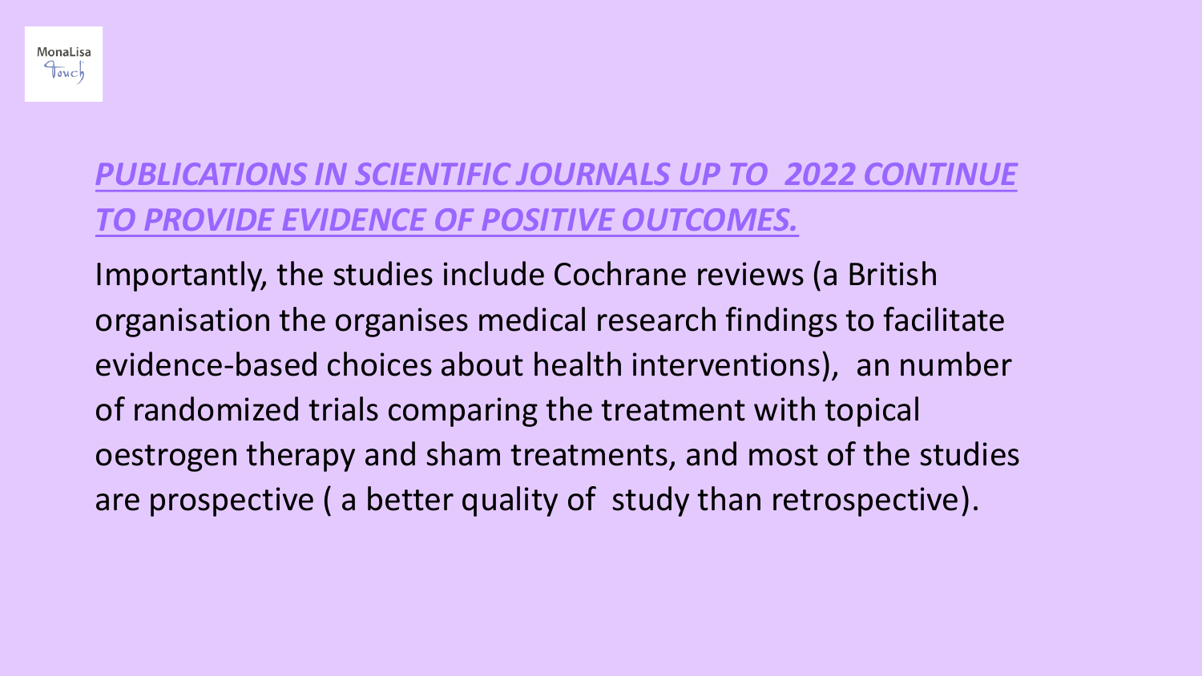## *PUBLICATIONS IN SCIENTIFIC JOURNALS UP TO 2022 CONTINUE TO PROVIDE EVIDENCE OF POSITIVE OUTCOMES.*

Importantly, the studies include Cochrane reviews (a British organisation the organises medical research findings to facilitate evidence-based choices about health interventions), an number of randomized trials comparing the treatment with topical oestrogen therapy and sham treatments, and most of the studies are prospective ( a better quality of study than retrospective).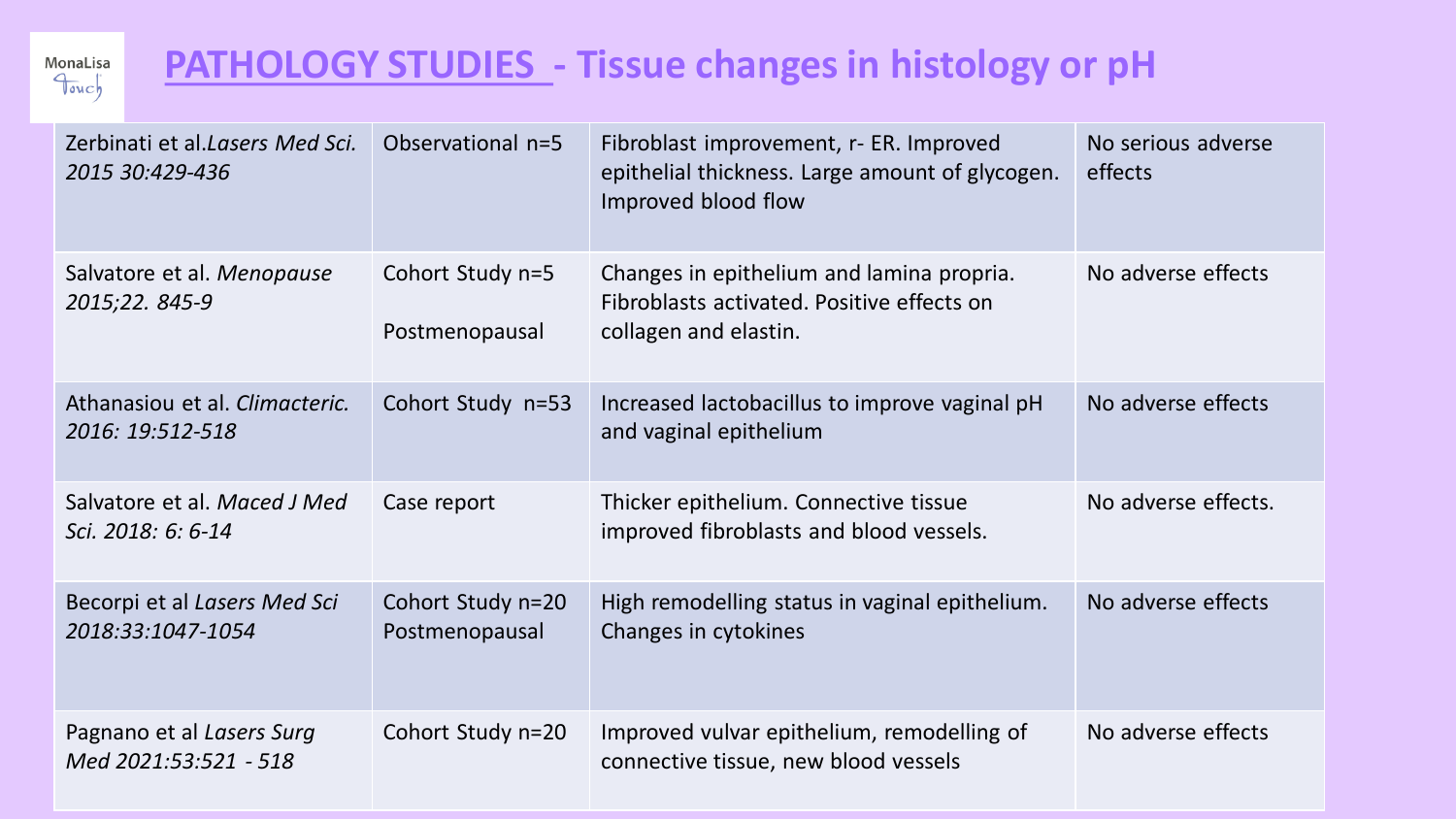# PATHOLOGY STUDIES - Tissue changes in histology or pH

| | | | |
|---|---|---|---|
| Zerbinati et al.*Lasers Med Sci. 2015 30:429-436* | Observational n=5 | Fibroblast improvement, r- ER. Improved epithelial thickness. Large amount of glycogen. Improved blood flow | No serious adverse effects |
| Salvatore et al. *Menopause 2015;22. 845-9* | Cohort Study n=5<br>Postmenopausal | Changes in epithelium and lamina propria. Fibroblasts activated. Positive effects on collagen and elastin. | No adverse effects |
| Athanasiou et al. *Climacteric. 2016: 19:512-518* | Cohort Study n=53 | Increased lactobacillus to improve vaginal pH and vaginal epithelium | No adverse effects |
| Salvatore et al. *Maced J Med Sci. 2018: 6: 6-14* | Case report | Thicker epithelium. Connective tissue improved fibroblasts and blood vessels. | No adverse effects. |
| Becorpi et al *Lasers Med Sci 2018:33:1047-1054* | Cohort Study n=20 Postmenopausal | High remodelling status in vaginal epithelium. Changes in cytokines | No adverse effects |
| Pagnano et al *Lasers Surg Med 2021:53:521 - 518* | Cohort Study n=20 | Improved vulvar epithelium, remodelling of connective tissue, new blood vessels | No adverse effects |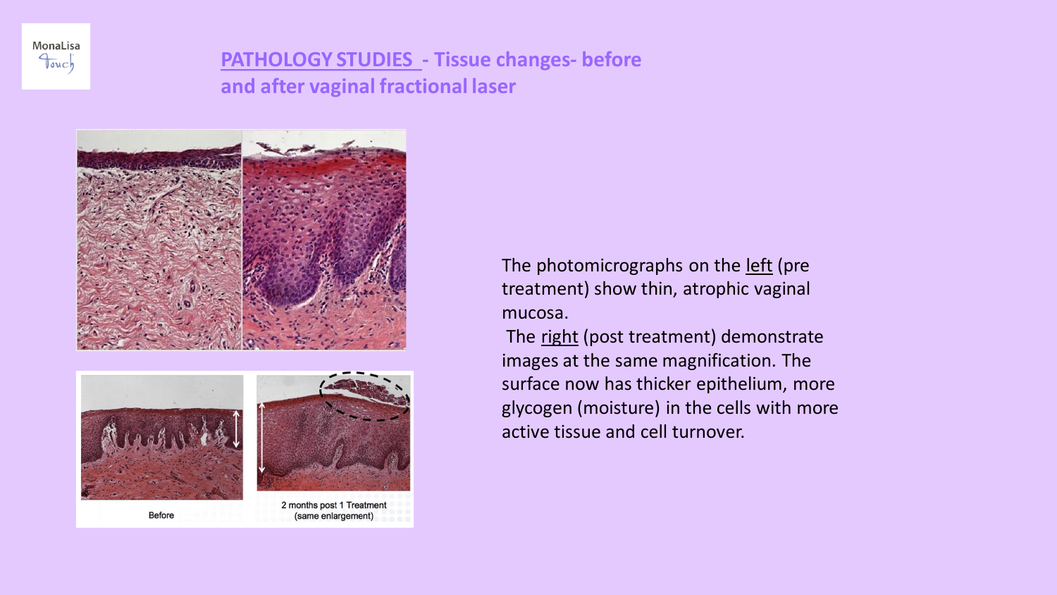MonaLisa Touch

# PATHOLOGY STUDIES - Tissue changes- before and after vaginal fractional laser

Before

2 months post 1 Treatment (same enlargement)

The photomicrographs on the left (pre treatment) show thin, atrophic vaginal mucosa.

The right (post treatment) demonstrate images at the same magnification. The surface now has thicker epithelium, more glycogen (moisture) in the cells with more active tissue and cell turnover.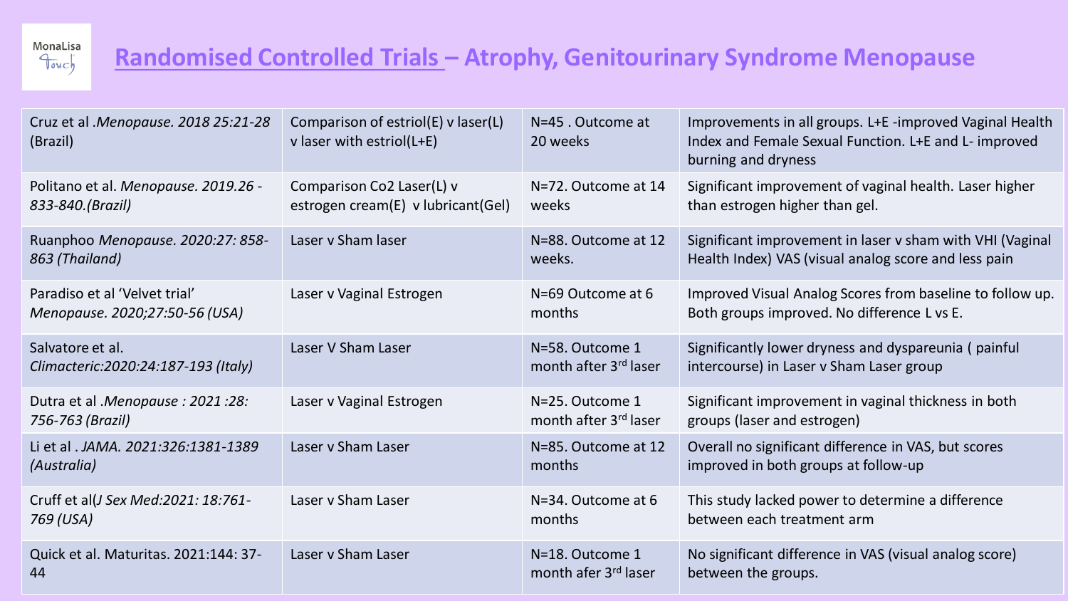# Randomised Controlled Trials – Atrophy, Genitourinary Syndrome Menopause

| | | | |
|---|---|---|---|
| Cruz et al .*Menopause. 2018 25:21-28* (Brazil) | Comparison of estriol(E) v laser(L) v laser with estriol(L+E) | N=45 . Outcome at 20 weeks | Improvements in all groups. L+E -improved Vaginal Health Index and Female Sexual Function. L+E and L- improved burning and dryness |
| Politano et al. *Menopause. 2019.26 - 833-840.(Brazil)* | Comparison Co2 Laser(L) v estrogen cream(E) v lubricant(Gel) | N=72. Outcome at 14 weeks | Significant improvement of vaginal health. Laser higher than estrogen higher than gel. |
| Ruanphoo *Menopause. 2020:27: 858-863 (Thailand)* | Laser v Sham laser | N=88. Outcome at 12 weeks. | Significant improvement in laser v sham with VHI (Vaginal Health Index) VAS (visual analog score and less pain |
| Paradiso et al 'Velvet trial' *Menopause. 2020;27:50-56 (USA)* | Laser v Vaginal Estrogen | N=69 Outcome at 6 months | Improved Visual Analog Scores from baseline to follow up. Both groups improved. No difference L vs E. |
| Salvatore et al. *Climacteric:2020:24:187-193 (Italy)* | Laser V Sham Laser | N=58. Outcome 1 month after 3rd laser | Significantly lower dryness and dyspareunia ( painful intercourse) in Laser v Sham Laser group |
| Dutra et al .*Menopause : 2021 :28: 756-763 (Brazil)* | Laser v Vaginal Estrogen | N=25. Outcome 1 month after 3rd laser | Significant improvement in vaginal thickness in both groups (laser and estrogen) |
| Li et al . *JAMA. 2021:326:1381-1389 (Australia)* | Laser v Sham Laser | N=85. Outcome at 12 months | Overall no significant difference in VAS, but scores improved in both groups at follow-up |
| Cruff et al(*J Sex Med:2021: 18:761-769 (USA)* | Laser v Sham Laser | N=34. Outcome at 6 months | This study lacked power to determine a difference between each treatment arm |
| Quick et al. Maturitas. 2021:144: 37-44 | Laser v Sham Laser | N=18. Outcome 1 month afer 3rd laser | No significant difference in VAS (visual analog score) between the groups. |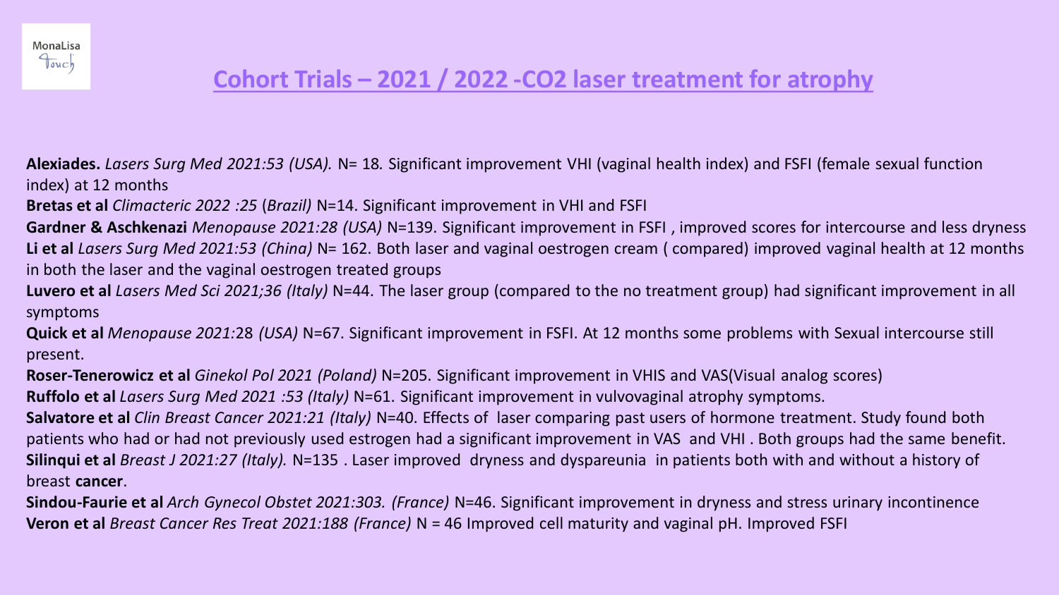# Cohort Trials – 2021 / 2022 -CO2 laser treatment for atrophy

**Alexiades.** *Lasers Surg Med 2021:53 (USA).* N= 18. Significant improvement VHI (vaginal health index) and FSFI (female sexual function index) at 12 months

**Bretas et al** *Climacteric 2022 :25* (*Brazil)* N=14. Significant improvement in VHI and FSFI

**Gardner & Aschkenazi** *Menopause 2021:28 (USA)* N=139. Significant improvement in FSFI , improved scores for intercourse and less dryness

**Li et al** *Lasers Surg Med 2021:53 (China)* N= 162. Both laser and vaginal oestrogen cream ( compared) improved vaginal health at 12 months in both the laser and the vaginal oestrogen treated groups

**Luvero et al** *Lasers Med Sci 2021;36 (Italy)* N=44. The laser group (compared to the no treatment group) had significant improvement in all symptoms

**Quick et al** *Menopause 2021:*28 *(USA)* N=67. Significant improvement in FSFI. At 12 months some problems with Sexual intercourse still present.

**Roser-Tenerowicz et al** *Ginekol Pol 2021 (Poland)* N=205. Significant improvement in VHIS and VAS(Visual analog scores)

**Ruffolo et al** *Lasers Surg Med 2021 :53 (Italy)* N=61. Significant improvement in vulvovaginal atrophy symptoms.

**Salvatore et al** *Clin Breast Cancer 2021:21 (Italy)* N=40. Effects of laser comparing past users of hormone treatment. Study found both patients who had or had not previously used estrogen had a significant improvement in VAS and VHI . Both groups had the same benefit.

**Silinqui et al** *Breast J 2021:27 (Italy).* N=135 . Laser improved dryness and dyspareunia in patients both with and without a history of breast **cancer**.

**Sindou-Faurie et al** *Arch Gynecol Obstet 2021:303. (France)* N=46. Significant improvement in dryness and stress urinary incontinence

**Veron et al** *Breast Cancer Res Treat 2021:188 (France)* N = 46 Improved cell maturity and vaginal pH. Improved FSFI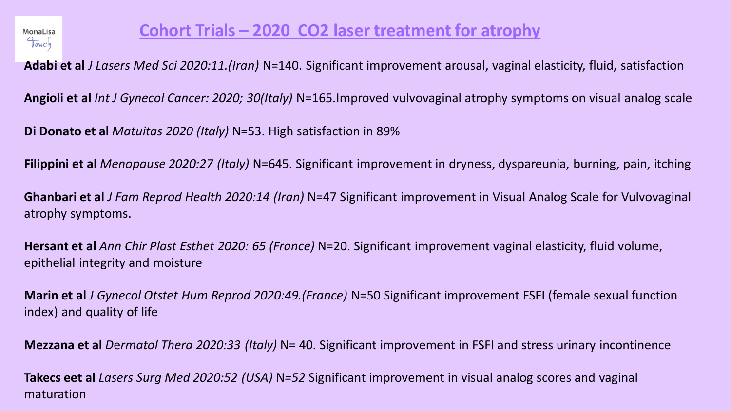## Cohort Trials – 2020 $CO_2$ laser treatment for atrophy

**Adabi et al** *J Lasers Med Sci 2020:11.(Iran)* N=140. Significant improvement arousal, vaginal elasticity, fluid, satisfaction

**Angioli et al** *Int J Gynecol Cancer: 2020; 30(Italy)* N=165.Improved vulvovaginal atrophy symptoms on visual analog scale

**Di Donato et al** *Matuitas 2020 (Italy)* N=53. High satisfaction in 89%

**Filippini et al** *Menopause 2020:27 (Italy)* N=645. Significant improvement in dryness, dyspareunia, burning, pain, itching

**Ghanbari et al** *J Fam Reprod Health 2020:14 (Iran)* N=47 Significant improvement in Visual Analog Scale for Vulvovaginal atrophy symptoms.

**Hersant et al** *Ann Chir Plast Esthet 2020: 65 (France)* N=20. Significant improvement vaginal elasticity, fluid volume, epithelial integrity and moisture

**Marin et al** *J Gynecol Otstet Hum Reprod 2020:49.(France)* N=50 Significant improvement FSFI (female sexual function index) and quality of life

**Mezzana et al** *Dermatol Thera 2020:33 (Italy)* N= 40. Significant improvement in FSFI and stress urinary incontinence

**Takecs eet al** *Lasers Surg Med 2020:52 (USA) N=52* Significant improvement in visual analog scores and vaginal maturation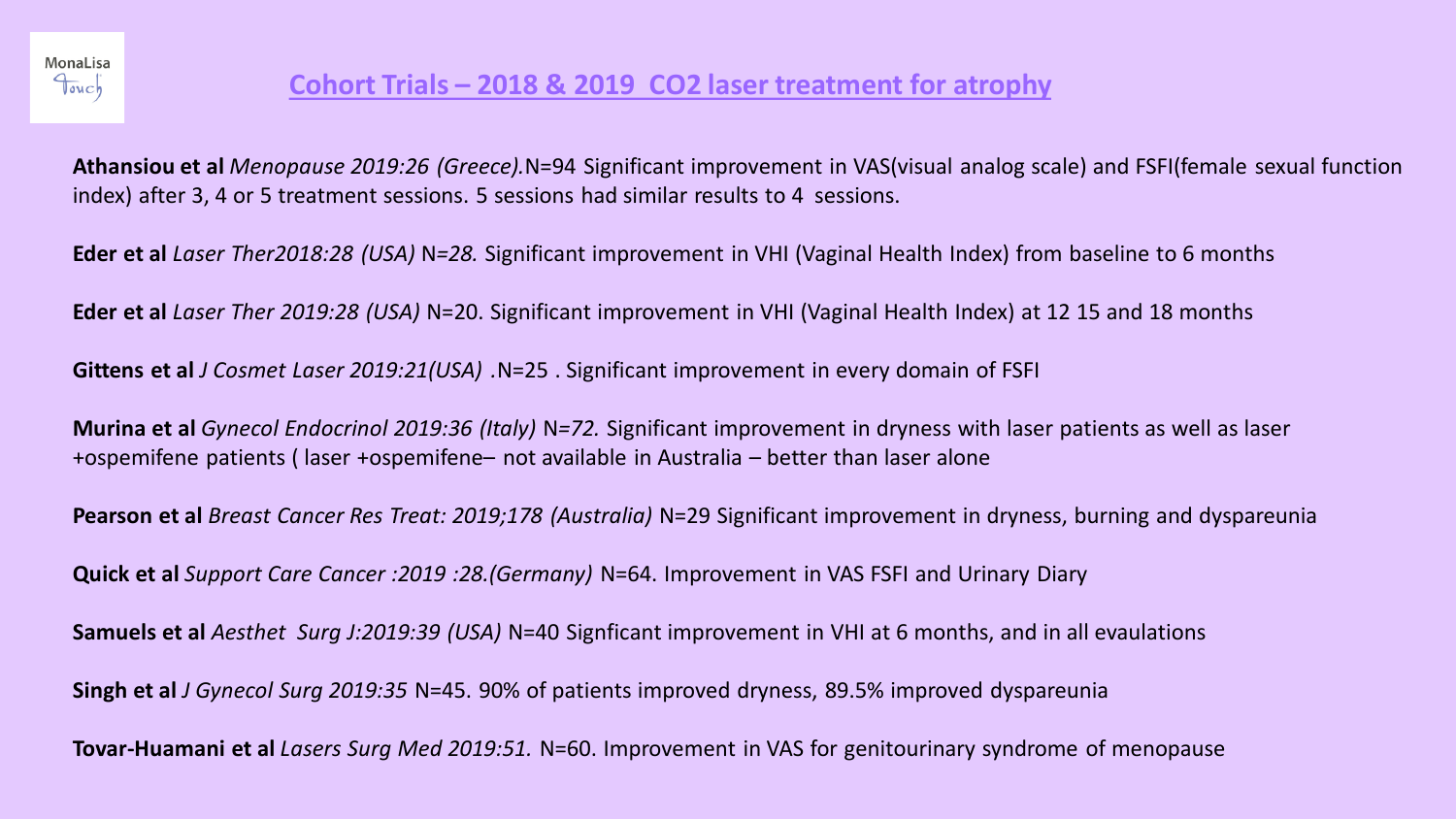## Cohort Trials – 2018 & 2019 $CO_2$ laser treatment for atrophy

**Athansiou et al** *Menopause 2019:26 (Greece).*N=94 Significant improvement in VAS(visual analog scale) and FSFI(female sexual function index) after 3, 4 or 5 treatment sessions. 5 sessions had similar results to 4 sessions.

**Eder et al** *Laser Ther2018:28 (USA)* N=*28.* Significant improvement in VHI (Vaginal Health Index) from baseline to 6 months

**Eder et al** *Laser Ther 2019:28 (USA)* N=20. Significant improvement in VHI (Vaginal Health Index) at 12 15 and 18 months

**Gittens et al** *J Cosmet Laser 2019:21(USA)* .N=25 . Significant improvement in every domain of FSFI

**Murina et al** *Gynecol Endocrinol 2019:36 (Italy)* N=*72.* Significant improvement in dryness with laser patients as well as laser +ospemifene patients ( laser +ospemifene– not available in Australia – better than laser alone

**Pearson et al** *Breast Cancer Res Treat: 2019;178 (Australia)* N=29 Significant improvement in dryness, burning and dyspareunia

**Quick et al** *Support Care Cancer :2019 :28.(Germany)* N=64. Improvement in VAS FSFI and Urinary Diary

**Samuels et al** *Aesthet Surg J:2019:39 (USA)* N=40 Signficant improvement in VHI at 6 months, and in all evaulations

**Singh et al** *J Gynecol Surg 2019:35* N=45. 90% of patients improved dryness, 89.5% improved dyspareunia

**Tovar-Huamani et al** *Lasers Surg Med 2019:51.* N=60. Improvement in VAS for genitourinary syndrome of menopause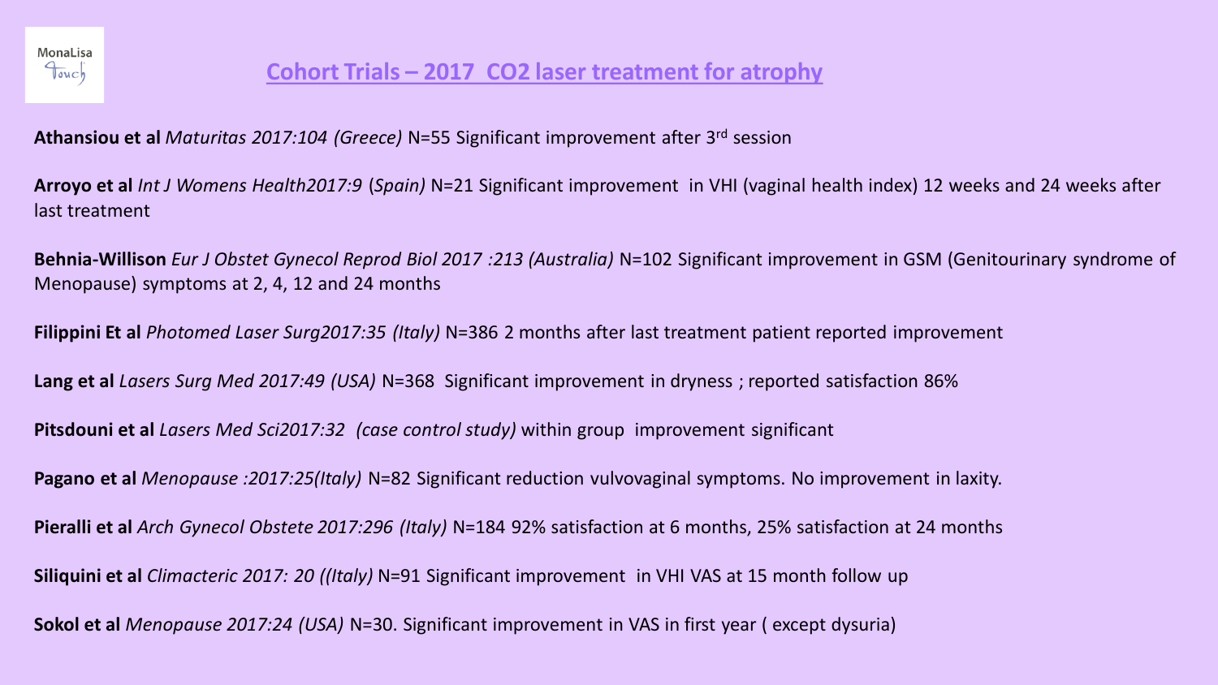## Cohort Trials – 2017 CO2 laser treatment for atrophy

**Athansiou et al** *Maturitas 2017:104 (Greece)* N=55 Significant improvement after 3rd session

**Arroyo et al** *Int J Womens Health2017:9* (*Spain)* N=21 Significant improvement in VHI (vaginal health index) 12 weeks and 24 weeks after last treatment

**Behnia-Willison** *Eur J Obstet Gynecol Reprod Biol 2017 :213 (Australia)* N=102 Significant improvement in GSM (Genitourinary syndrome of Menopause) symptoms at 2, 4, 12 and 24 months

**Filippini Et al** *Photomed Laser Surg2017:35 (Italy)* N=386 2 months after last treatment patient reported improvement

**Lang et al** *Lasers Surg Med 2017:49 (USA)* N=368 Significant improvement in dryness ; reported satisfaction 86%

**Pitsdouni et al** *Lasers Med Sci2017:32 (case control study)* within group improvement significant

**Pagano et al** *Menopause :2017:25(Italy)* N=82 Significant reduction vulvovaginal symptoms. No improvement in laxity.

**Pieralli et al** *Arch Gynecol Obstete 2017:296 (Italy)* N=184 92% satisfaction at 6 months, 25% satisfaction at 24 months

**Siliquini et al** *Climacteric 2017: 20 ((Italy)* N=91 Significant improvement in VHI VAS at 15 month follow up

**Sokol et al** *Menopause 2017:24 (USA)* N=30. Significant improvement in VAS in first year ( except dysuria)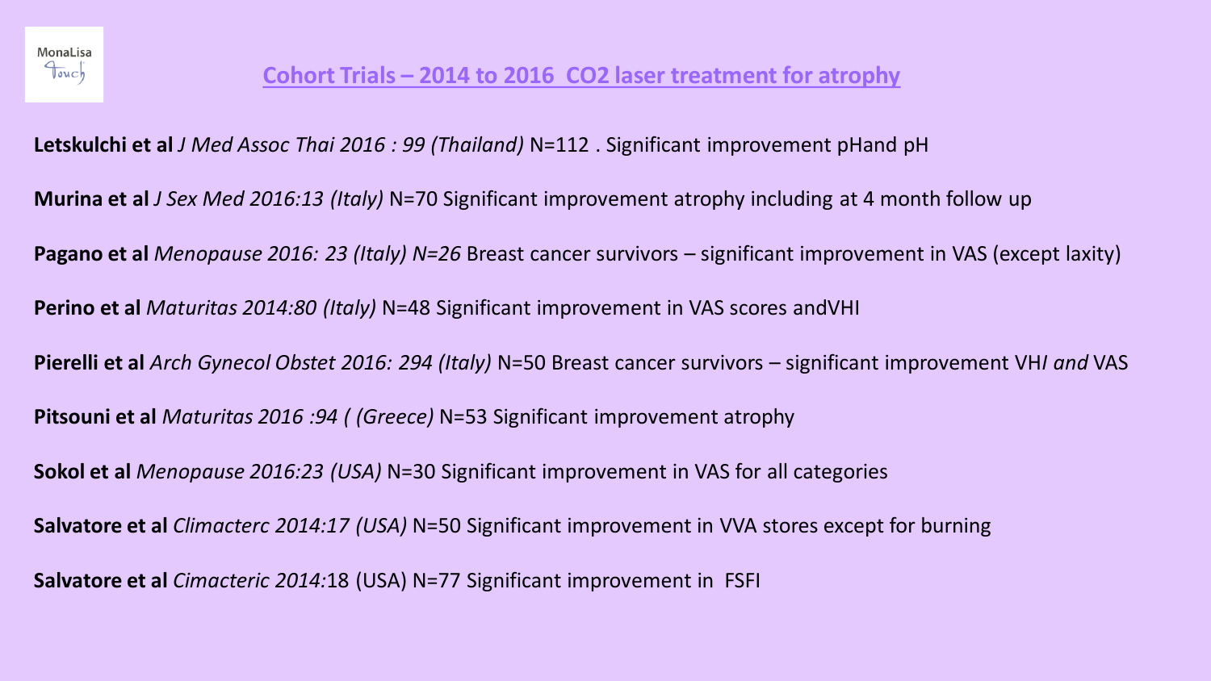## Cohort Trials – 2014 to 2016 $CO_2$ laser treatment for atrophy

**Letskulchi et al** *J Med Assoc Thai 2016 : 99 (Thailand)* N=112 . Significant improvement pHand pH

**Murina et al** *J Sex Med 2016:13 (Italy)* N=70 Significant improvement atrophy including at 4 month follow up

**Pagano et al** *Menopause 2016: 23 (Italy) N=26* Breast cancer survivors – significant improvement in VAS (except laxity)

**Perino et al** *Maturitas 2014:80 (Italy)* N=48 Significant improvement in VAS scores andVHI

**Pierelli et al** *Arch Gynecol Obstet 2016: 294 (Italy)* N=50 Breast cancer survivors – significant improvement VH*I and* VAS

**Pitsouni et al** *Maturitas 2016 :94 ( (Greece)* N=53 Significant improvement atrophy

**Sokol et al** *Menopause 2016:23 (USA)* N=30 Significant improvement in VAS for all categories

**Salvatore et al** *Climacterc 2014:17 (USA)* N=50 Significant improvement in VVA stores except for burning

**Salvatore et al** *Cimacteric 2014:*18 (USA) N=77 Significant improvement in FSFI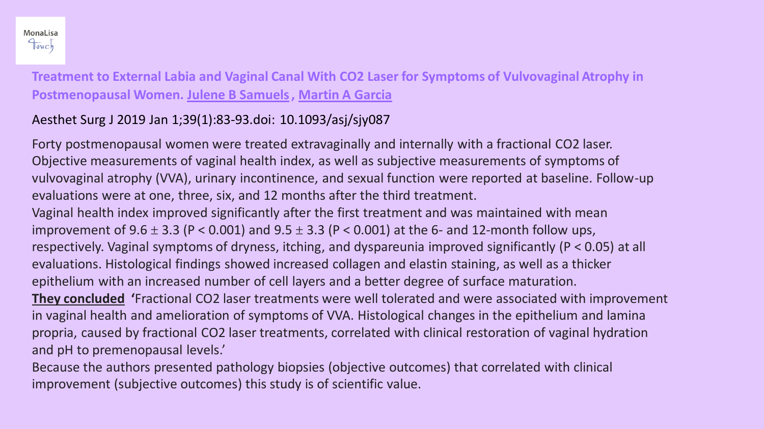MonaLisa Touch

**Treatment to External Labia and Vaginal Canal With CO2 Laser for Symptoms of Vulvovaginal Atrophy in Postmenopausal Women. Julene B Samuels, Martin A Garcia**

Aesthet Surg J 2019 Jan 1;39(1):83-93.doi: 10.1093/asj/sjy087

Forty postmenopausal women were treated extravaginally and internally with a fractional $CO_2$ laser. Objective measurements of vaginal health index, as well as subjective measurements of symptoms of vulvovaginal atrophy (VVA), urinary incontinence, and sexual function were reported at baseline. Follow-up evaluations were at one, three, six, and 12 months after the third treatment.

Vaginal health index improved significantly after the first treatment and was maintained with mean improvement of $9.6 \pm 3.3$ ($P < 0.001$) and $9.5 \pm 3.3$ ($P < 0.001$) at the 6- and 12-month follow ups, respectively. Vaginal symptoms of dryness, itching, and dyspareunia improved significantly ($P < 0.05$) at all evaluations. Histological findings showed increased collagen and elastin staining, as well as a thicker epithelium with an increased number of cell layers and a better degree of surface maturation.

**They concluded** 'Fractional $CO_2$ laser treatments were well tolerated and were associated with improvement in vaginal health and amelioration of symptoms of VVA. Histological changes in the epithelium and lamina propria, caused by fractional $CO_2$ laser treatments, correlated with clinical restoration of vaginal hydration and pH to premenopausal levels.'

Because the authors presented pathology biopsies (objective outcomes) that correlated with clinical improvement (subjective outcomes) this study is of scientific value.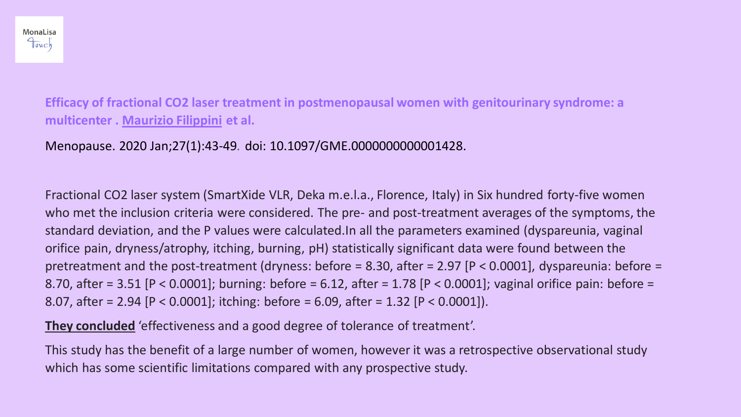MonaLisa Touch

**Efficacy of fractional $CO_2$ laser treatment in postmenopausal women with genitourinary syndrome: a multicenter . Maurizio Filippini et al.**

Menopause. 2020 Jan;27(1):43-49. doi: 10.1097/GME.0000000000001428.

Fractional $CO_2$ laser system (SmartXide VLR, Deka m.e.l.a., Florence, Italy) in Six hundred forty-five women who met the inclusion criteria were considered. The pre- and post-treatment averages of the symptoms, the standard deviation, and the P values were calculated.In all the parameters examined (dyspareunia, vaginal orifice pain, dryness/atrophy, itching, burning, pH) statistically significant data were found between the pretreatment and the post-treatment (dryness: before = 8.30, after = 2.97 [$P < 0.0001$], dyspareunia: before = 8.70, after = 3.51 [$P < 0.0001$]; burning: before = 6.12, after = 1.78 [$P < 0.0001$]; vaginal orifice pain: before = 8.07, after = 2.94 [$P < 0.0001$]; itching: before = 6.09, after = 1.32 [$P < 0.0001$]).

**They concluded** 'effectiveness and a good degree of tolerance of treatment'.

This study has the benefit of a large number of women, however it was a retrospective observational study which has some scientific limitations compared with any prospective study.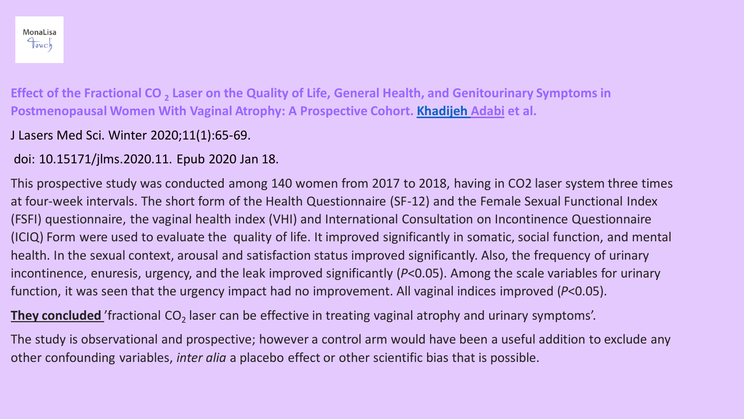MonaLisa Touch

**Effect of the Fractional $CO_2$ Laser on the Quality of Life, General Health, and Genitourinary Symptoms in Postmenopausal Women With Vaginal Atrophy: A Prospective Cohort. Khadijeh Adabi et al.**

J Lasers Med Sci. Winter 2020;11(1):65-69.

doi: 10.15171/jlms.2020.11. Epub 2020 Jan 18.

This prospective study was conducted among 140 women from 2017 to 2018, having in CO2 laser system three times at four-week intervals. The short form of the Health Questionnaire (SF-12) and the Female Sexual Functional Index (FSFI) questionnaire, the vaginal health index (VHI) and International Consultation on Incontinence Questionnaire (ICIQ) Form were used to evaluate the quality of life. It improved significantly in somatic, social function, and mental health. In the sexual context, arousal and satisfaction status improved significantly. Also, the frequency of urinary incontinence, enuresis, urgency, and the leak improved significantly ($P<0.05$). Among the scale variables for urinary function, it was seen that the urgency impact had no improvement. All vaginal indices improved ($P<0.05$).

**They concluded** 'fractional $CO_2$ laser can be effective in treating vaginal atrophy and urinary symptoms'.

The study is observational and prospective; however a control arm would have been a useful addition to exclude any other confounding variables, *inter alia* a placebo effect or other scientific bias that is possible.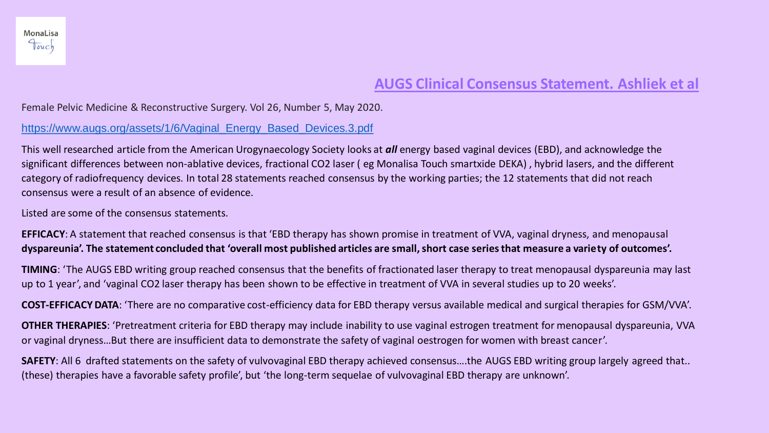MonaLisa Touch

## AUGS Clinical Consensus Statement. Ashliek et al

Female Pelvic Medicine & Reconstructive Surgery. Vol 26, Number 5, May 2020.

https://www.augs.org/assets/1/6/Vaginal_Energy_Based_Devices.3.pdf

This well researched article from the American Urogynaecology Society looks at ***all*** energy based vaginal devices (EBD), and acknowledge the significant differences between non-ablative devices, fractional CO2 laser ( eg Monalisa Touch smartxide DEKA) , hybrid lasers, and the different category of radiofrequency devices. In total 28 statements reached consensus by the working parties; the 12 statements that did not reach consensus were a result of an absence of evidence.

Listed are some of the consensus statements.

**EFFICACY**: A statement that reached consensus is that 'EBD therapy has shown promise in treatment of VVA, vaginal dryness, and menopausal **dyspareunia'. The statement concluded that 'overall most published articles are small, short case series that measure a variety of outcomes'.**

**TIMING**: 'The AUGS EBD writing group reached consensus that the benefits of fractionated laser therapy to treat menopausal dyspareunia may last up to 1 year', and 'vaginal CO2 laser therapy has been shown to be effective in treatment of VVA in several studies up to 20 weeks'.

**COST-EFFICACY DATA**: 'There are no comparative cost-efficiency data for EBD therapy versus available medical and surgical therapies for GSM/VVA'.

**OTHER THERAPIES**: 'Pretreatment criteria for EBD therapy may include inability to use vaginal estrogen treatment for menopausal dyspareunia, VVA or vaginal dryness…But there are insufficient data to demonstrate the safety of vaginal oestrogen for women with breast cancer'.

**SAFETY**: All 6 drafted statements on the safety of vulvovaginal EBD therapy achieved consensus….the AUGS EBD writing group largely agreed that.. (these) therapies have a favorable safety profile', but 'the long-term sequelae of vulvovaginal EBD therapy are unknown'.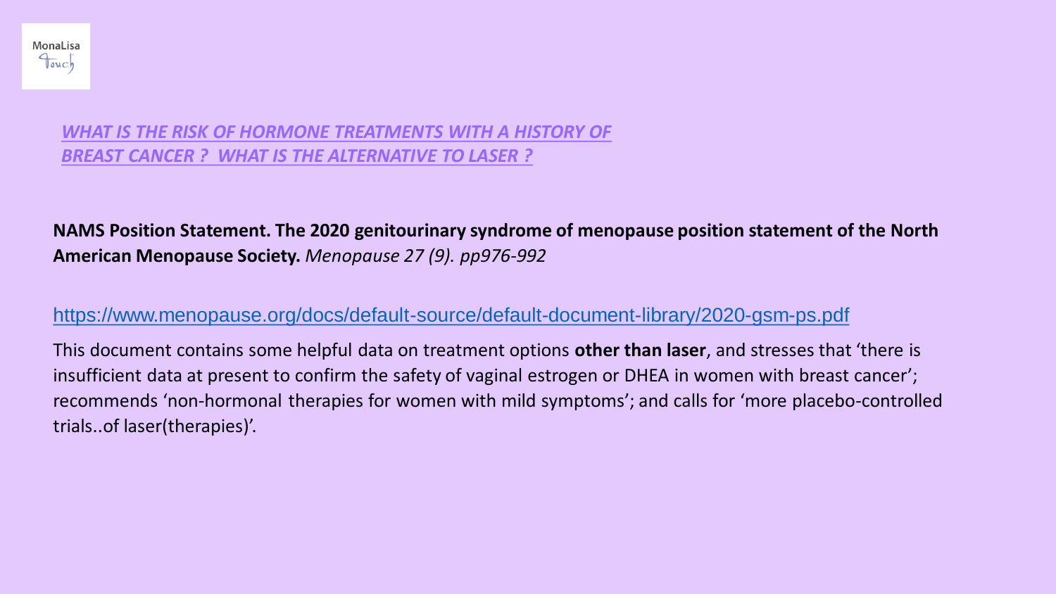## *WHAT IS THE RISK OF HORMONE TREATMENTS WITH A HISTORY OF BREAST CANCER ? WHAT IS THE ALTERNATIVE TO LASER ?*

**NAMS Position Statement. The 2020 genitourinary syndrome of menopause position statement of the North American Menopause Society.** *Menopause 27 (9). pp976-992*

https://www.menopause.org/docs/default-source/default-document-library/2020-gsm-ps.pdf

This document contains some helpful data on treatment options **other than laser**, and stresses that 'there is insufficient data at present to confirm the safety of vaginal estrogen or DHEA in women with breast cancer'; recommends 'non-hormonal therapies for women with mild symptoms'; and calls for 'more placebo-controlled trials..of laser(therapies)'.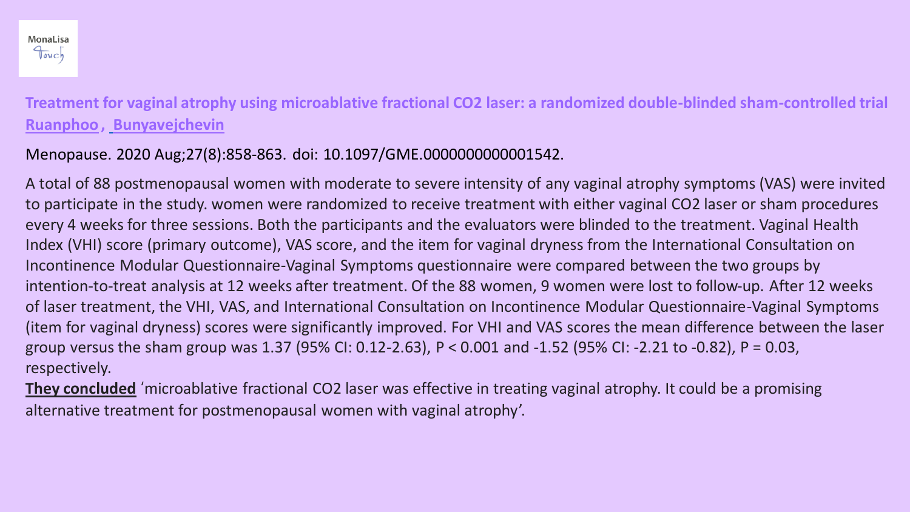MonaLisa Touch

## Treatment for vaginal atrophy using microablative fractional $CO_2$ laser: a randomized double-blinded sham-controlled trial

Ruanphoo , Bunyavejchevin

Menopause. 2020 Aug;27(8):858-863. doi: 10.1097/GME.0000000000001542.

A total of 88 postmenopausal women with moderate to severe intensity of any vaginal atrophy symptoms (VAS) were invited to participate in the study. women were randomized to receive treatment with either vaginal $CO_2$ laser or sham procedures every 4 weeks for three sessions. Both the participants and the evaluators were blinded to the treatment. Vaginal Health Index (VHI) score (primary outcome), VAS score, and the item for vaginal dryness from the International Consultation on Incontinence Modular Questionnaire-Vaginal Symptoms questionnaire were compared between the two groups by intention-to-treat analysis at 12 weeks after treatment. Of the 88 women, 9 women were lost to follow-up. After 12 weeks of laser treatment, the VHI, VAS, and International Consultation on Incontinence Modular Questionnaire-Vaginal Symptoms (item for vaginal dryness) scores were significantly improved. For VHI and VAS scores the mean difference between the laser group versus the sham group was 1.37 (95% CI: 0.12-2.63), $P < 0.001$ and -1.52 (95% CI: -2.21 to -0.82), $P = 0.03$, respectively.

**They concluded** 'microablative fractional $CO_2$ laser was effective in treating vaginal atrophy. It could be a promising alternative treatment for postmenopausal women with vaginal atrophy'.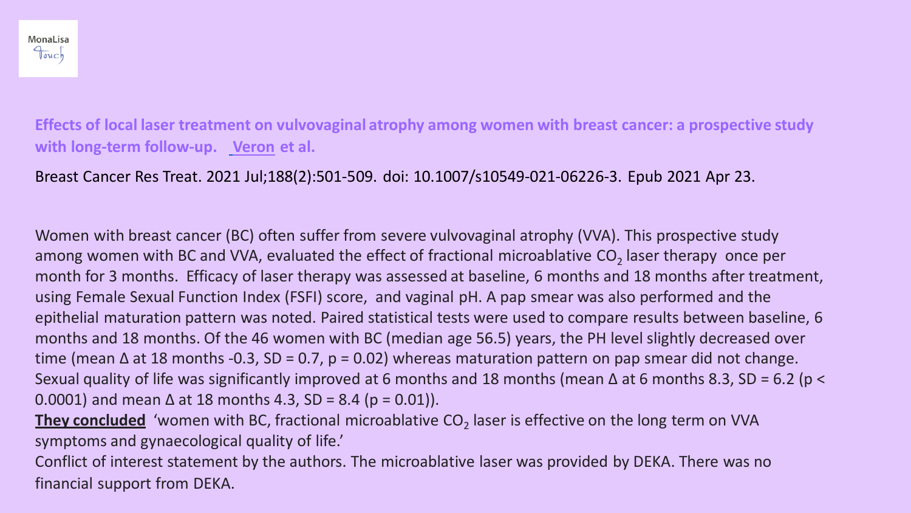MonaLisa Touch

**Effects of local laser treatment on vulvovaginal atrophy among women with breast cancer: a prospective study with long-term follow-up. Veron et al.**

Breast Cancer Res Treat. 2021 Jul;188(2):501-509. doi: 10.1007/s10549-021-06226-3. Epub 2021 Apr 23.

Women with breast cancer (BC) often suffer from severe vulvovaginal atrophy (VVA). This prospective study among women with BC and VVA, evaluated the effect of fractional microablative $CO_2$ laser therapy once per month for 3 months. Efficacy of laser therapy was assessed at baseline, 6 months and 18 months after treatment, using Female Sexual Function Index (FSFI) score, and vaginal pH. A pap smear was also performed and the epithelial maturation pattern was noted. Paired statistical tests were used to compare results between baseline, 6 months and 18 months. Of the 46 women with BC (median age 56.5) years, the PH level slightly decreased over time (mean Δ at 18 months -0.3, SD = 0.7, $p = 0.02$) whereas maturation pattern on pap smear did not change. Sexual quality of life was significantly improved at 6 months and 18 months (mean Δ at 6 months 8.3, SD = 6.2 ($p < 0.0001$) and mean Δ at 18 months 4.3, SD = 8.4 ($p = 0.01$)).

**<u>They concluded</u>** 'women with BC, fractional microablative $CO_2$ laser is effective on the long term on VVA symptoms and gynaecological quality of life.'

Conflict of interest statement by the authors. The microablative laser was provided by DEKA. There was no financial support from DEKA.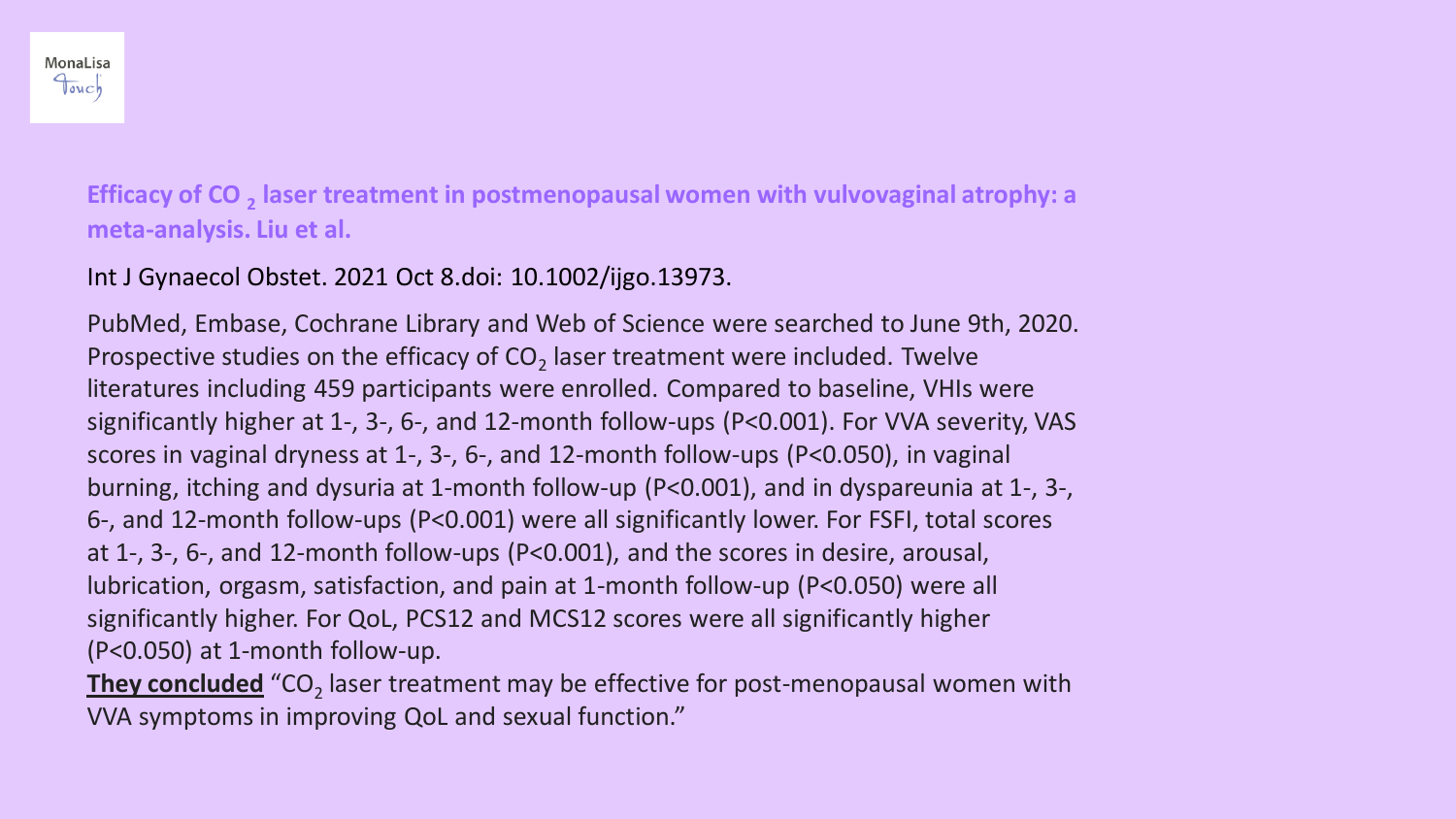MonaLisa Touch

### Efficacy of $CO_2$ laser treatment in postmenopausal women with vulvovaginal atrophy: a meta-analysis. Liu et al.

Int J Gynaecol Obstet. 2021 Oct 8.doi: 10.1002/ijgo.13973.

PubMed, Embase, Cochrane Library and Web of Science were searched to June 9th, 2020. Prospective studies on the efficacy of $CO_2$ laser treatment were included. Twelve literatures including 459 participants were enrolled. Compared to baseline, VHIs were significantly higher at 1-, 3-, 6-, and 12-month follow-ups ($P<0.001$). For VVA severity, VAS scores in vaginal dryness at 1-, 3-, 6-, and 12-month follow-ups ($P<0.050$), in vaginal burning, itching and dysuria at 1-month follow-up ($P<0.001$), and in dyspareunia at 1-, 3-, 6-, and 12-month follow-ups ($P<0.001$) were all significantly lower. For FSFI, total scores at 1-, 3-, 6-, and 12-month follow-ups ($P<0.001$), and the scores in desire, arousal, lubrication, orgasm, satisfaction, and pain at 1-month follow-up ($P<0.050$) were all significantly higher. For QoL, PCS12 and MCS12 scores were all significantly higher ($P<0.050$) at 1-month follow-up.

**They concluded** “$CO_2$ laser treatment may be effective for post-menopausal women with VVA symptoms in improving QoL and sexual function.”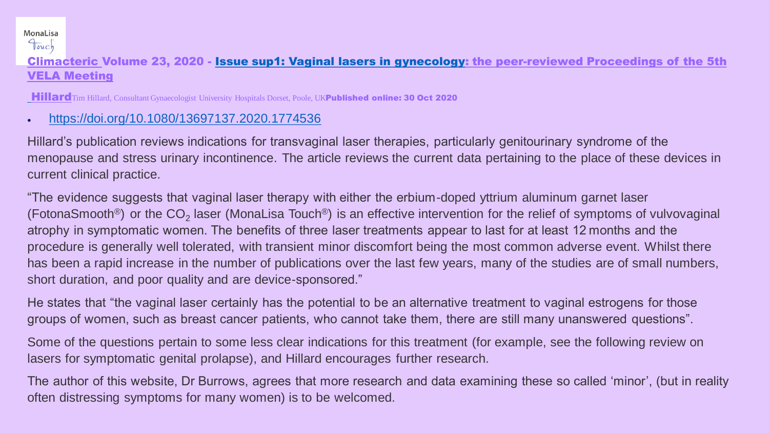MonaLisa Touch

**Climacteric Volume 23, 2020 - Issue sup1: Vaginal lasers in gynecology: the peer-reviewed Proceedings of the 5th VELA Meeting**

**Hillard** Tim Hillard, Consultant Gynaecologist University Hospitals Dorset, Poole, UK **Published online: 30 Oct 2020**

- https://doi.org/10.1080/13697137.2020.1774536

Hillard's publication reviews indications for transvaginal laser therapies, particularly genitourinary syndrome of the menopause and stress urinary incontinence. The article reviews the current data pertaining to the place of these devices in current clinical practice.

"The evidence suggests that vaginal laser therapy with either the erbium-doped yttrium aluminum garnet laser (FotonaSmooth®) or the $CO_2$ laser (MonaLisa Touch®) is an effective intervention for the relief of symptoms of vulvovaginal atrophy in symptomatic women. The benefits of three laser treatments appear to last for at least 12 months and the procedure is generally well tolerated, with transient minor discomfort being the most common adverse event. Whilst there has been a rapid increase in the number of publications over the last few years, many of the studies are of small numbers, short duration, and poor quality and are device-sponsored."

He states that "the vaginal laser certainly has the potential to be an alternative treatment to vaginal estrogens for those groups of women, such as breast cancer patients, who cannot take them, there are still many unanswered questions".

Some of the questions pertain to some less clear indications for this treatment (for example, see the following review on lasers for symptomatic genital prolapse), and Hillard encourages further research.

The author of this website, Dr Burrows, agrees that more research and data examining these so called 'minor', (but in reality often distressing symptoms for many women) is to be welcomed.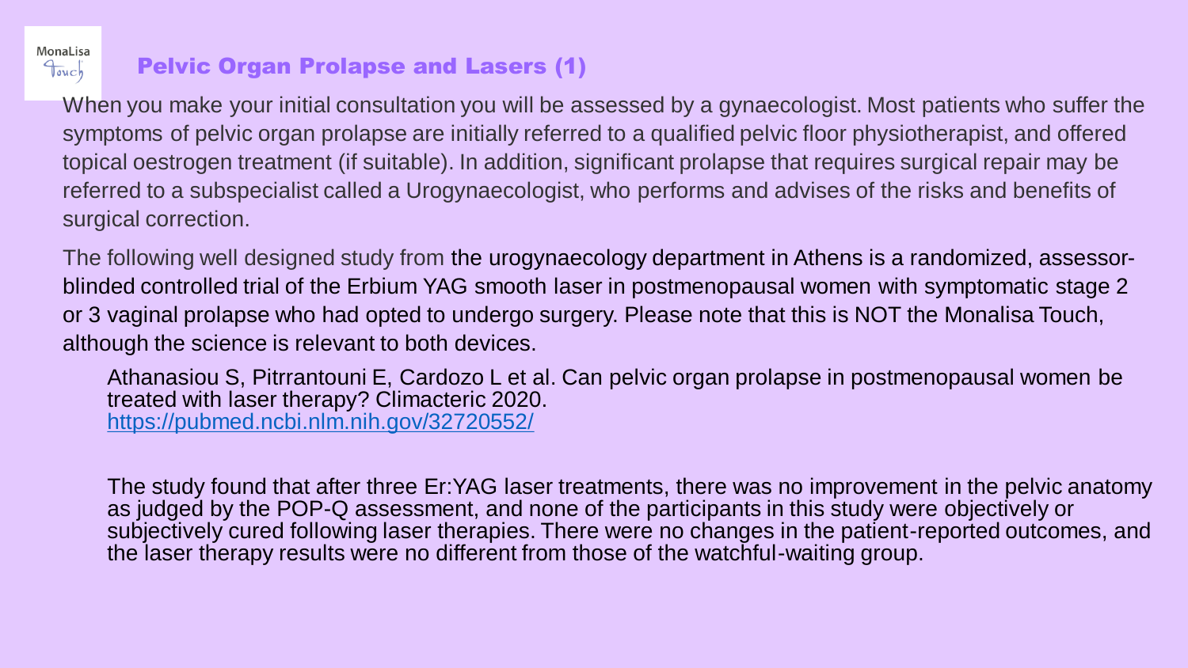## Pelvic Organ Prolapse and Lasers (1)

When you make your initial consultation you will be assessed by a gynaecologist. Most patients who suffer the symptoms of pelvic organ prolapse are initially referred to a qualified pelvic floor physiotherapist, and offered topical oestrogen treatment (if suitable). In addition, significant prolapse that requires surgical repair may be referred to a subspecialist called a Urogynaecologist, who performs and advises of the risks and benefits of surgical correction.

The following well designed study from the urogynaecology department in Athens is a randomized, assessor-blinded controlled trial of the Erbium YAG smooth laser in postmenopausal women with symptomatic stage 2 or 3 vaginal prolapse who had opted to undergo surgery. Please note that this is NOT the Monalisa Touch, although the science is relevant to both devices.

> Athanasiou S, Pitrrantouni E, Cardozo L et al. Can pelvic organ prolapse in postmenopausal women be treated with laser therapy? Climacteric 2020.
> https://pubmed.ncbi.nlm.nih.gov/32720552/
>
> The study found that after three Er:YAG laser treatments, there was no improvement in the pelvic anatomy as judged by the POP-Q assessment, and none of the participants in this study were objectively or subjectively cured following laser therapies. There were no changes in the patient-reported outcomes, and the laser therapy results were no different from those of the watchful-waiting group.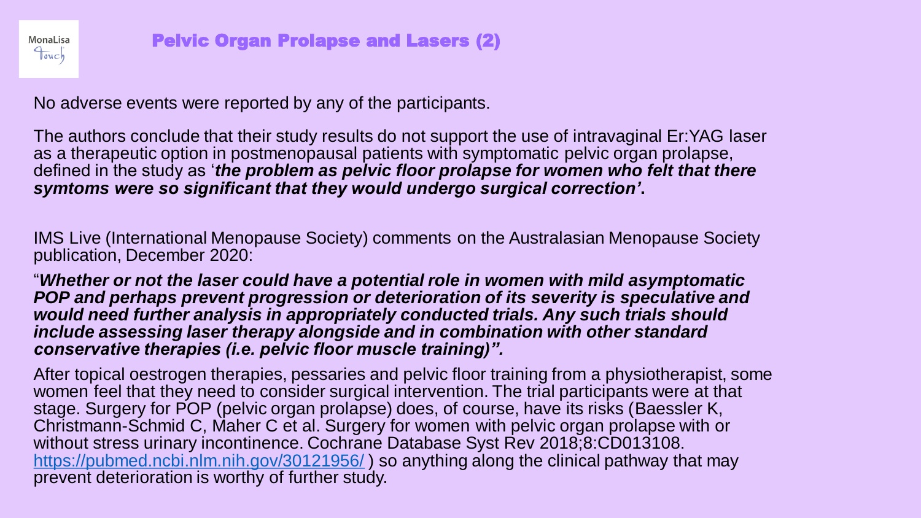## Pelvic Organ Prolapse and Lasers (2)

No adverse events were reported by any of the participants.

The authors conclude that their study results do not support the use of intravaginal Er:YAG laser as a therapeutic option in postmenopausal patients with symptomatic pelvic organ prolapse, defined in the study as '***the problem as pelvic floor prolapse for women who felt that there symtoms were so significant that they would undergo surgical correction'***.

IMS Live (International Menopause Society) comments on the Australasian Menopause Society publication, December 2020:

"***Whether or not the laser could have a potential role in women with mild asymptomatic POP and perhaps prevent progression or deterioration of its severity is speculative and would need further analysis in appropriately conducted trials. Any such trials should include assessing laser therapy alongside and in combination with other standard conservative therapies (i.e. pelvic floor muscle training)".***

After topical oestrogen therapies, pessaries and pelvic floor training from a physiotherapist, some women feel that they need to consider surgical intervention. The trial participants were at that stage. Surgery for POP (pelvic organ prolapse) does, of course, have its risks (Baessler K, Christmann-Schmid C, Maher C et al. Surgery for women with pelvic organ prolapse with or without stress urinary incontinence. Cochrane Database Syst Rev 2018;8:CD013108. https://pubmed.ncbi.nlm.nih.gov/30121956/ ) so anything along the clinical pathway that may prevent deterioration is worthy of further study.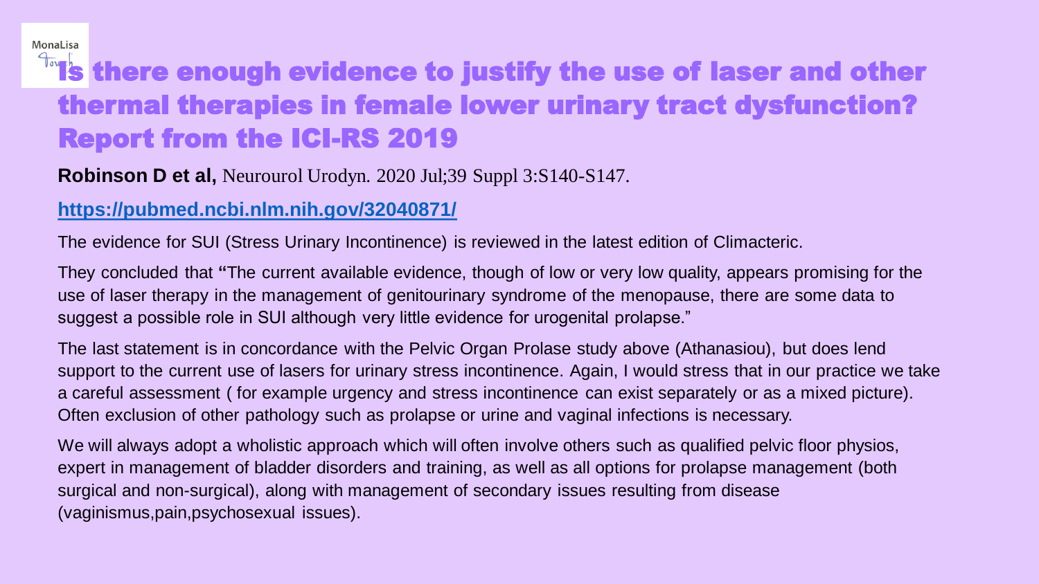# Is there enough evidence to justify the use of laser and other thermal therapies in female lower urinary tract dysfunction? Report from the ICI-RS 2019

**Robinson D et al,** Neurourol Urodyn. 2020 Jul;39 Suppl 3:S140-S147.

**https://pubmed.ncbi.nlm.nih.gov/32040871/**

The evidence for SUI (Stress Urinary Incontinence) is reviewed in the latest edition of Climacteric.

They concluded that **"**The current available evidence, though of low or very low quality, appears promising for the use of laser therapy in the management of genitourinary syndrome of the menopause, there are some data to suggest a possible role in SUI although very little evidence for urogenital prolapse."

The last statement is in concordance with the Pelvic Organ Prolase study above (Athanasiou), but does lend support to the current use of lasers for urinary stress incontinence. Again, I would stress that in our practice we take a careful assessment ( for example urgency and stress incontinence can exist separately or as a mixed picture). Often exclusion of other pathology such as prolapse or urine and vaginal infections is necessary.

We will always adopt a wholistic approach which will often involve others such as qualified pelvic floor physios, expert in management of bladder disorders and training, as well as all options for prolapse management (both surgical and non-surgical), along with management of secondary issues resulting from disease (vaginismus,pain,psychosexual issues).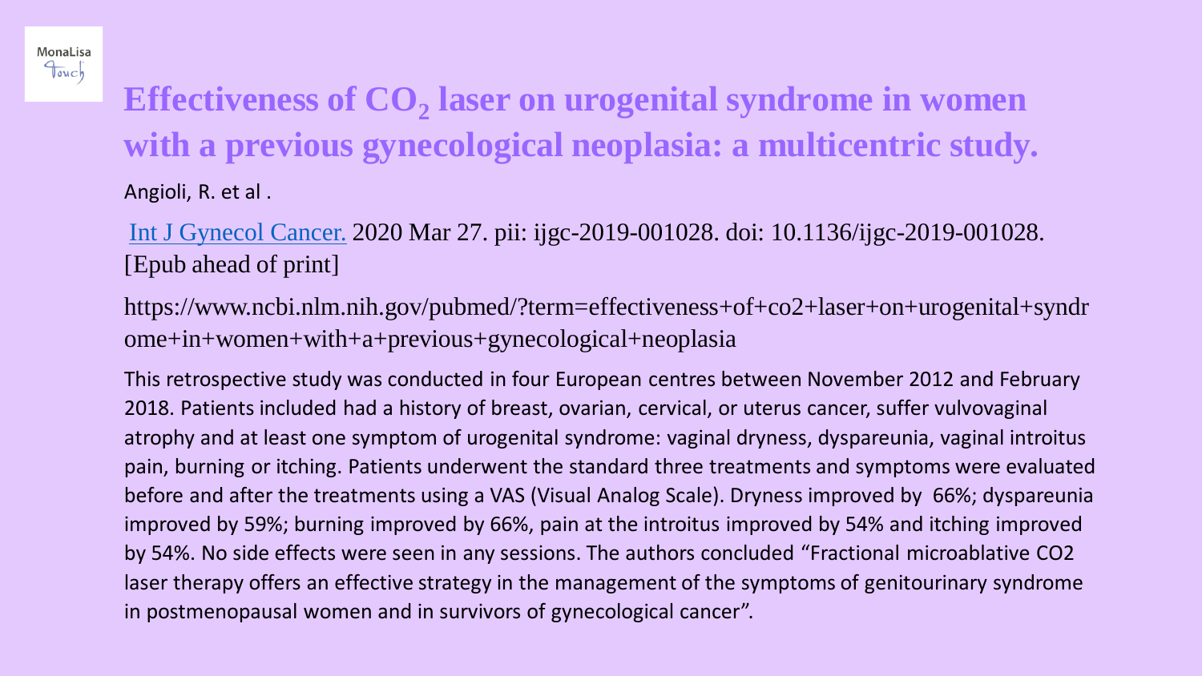# Effectiveness of $CO_2$ laser on urogenital syndrome in women with a previous gynecological neoplasia: a multicentric study.

Angioli, R. et al .

Int J Gynecol Cancer. 2020 Mar 27. pii: ijgc-2019-001028. doi: 10.1136/ijgc-2019-001028. [Epub ahead of print]

https://www.ncbi.nlm.nih.gov/pubmed/?term=effectiveness+of+co2+laser+on+urogenital+syndrome+in+women+with+a+previous+gynecological+neoplasia

This retrospective study was conducted in four European centres between November 2012 and February 2018. Patients included had a history of breast, ovarian, cervical, or uterus cancer, suffer vulvovaginal atrophy and at least one symptom of urogenital syndrome: vaginal dryness, dyspareunia, vaginal introitus pain, burning or itching. Patients underwent the standard three treatments and symptoms were evaluated before and after the treatments using a VAS (Visual Analog Scale). Dryness improved by 66%; dyspareunia improved by 59%; burning improved by 66%, pain at the introitus improved by 54% and itching improved by 54%. No side effects were seen in any sessions. The authors concluded "Fractional microablative CO2 laser therapy offers an effective strategy in the management of the symptoms of genitourinary syndrome in postmenopausal women and in survivors of gynecological cancer".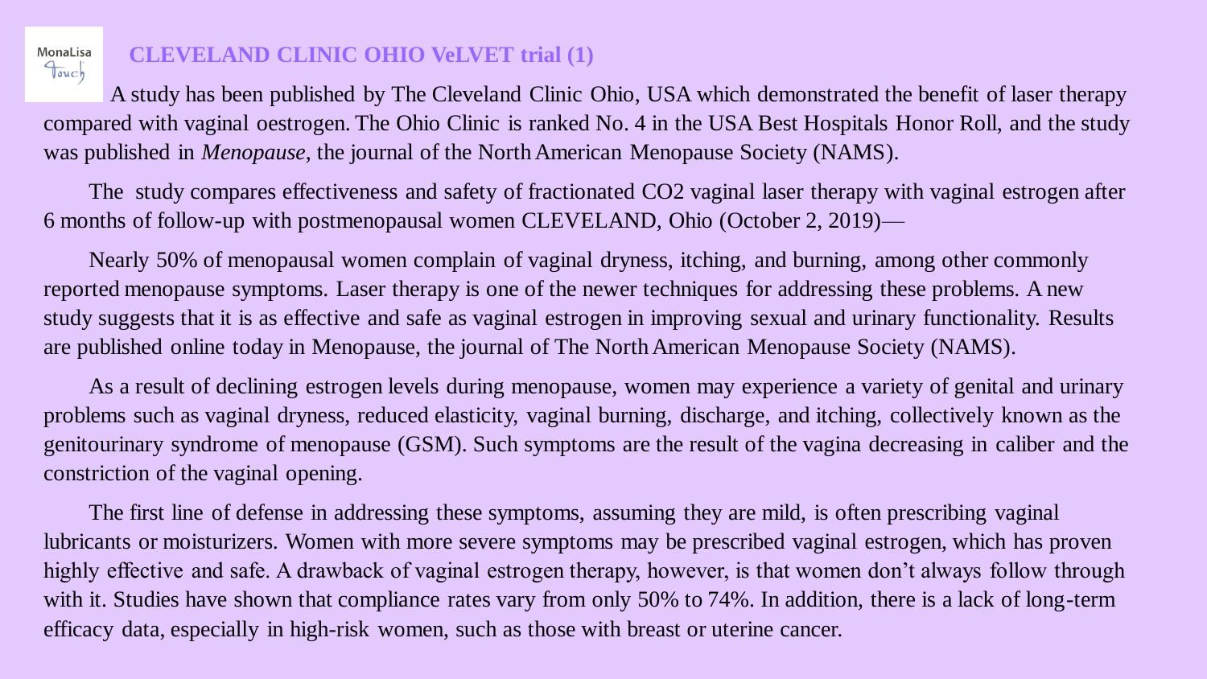## CLEVELAND CLINIC OHIO VeLVET trial (1)

A study has been published by The Cleveland Clinic Ohio, USA which demonstrated the benefit of laser therapy compared with vaginal oestrogen. The Ohio Clinic is ranked No. 4 in the USA Best Hospitals Honor Roll, and the study was published in *Menopause*, the journal of the North American Menopause Society (NAMS).

The study compares effectiveness and safety of fractionated $CO_2$ vaginal laser therapy with vaginal estrogen after 6 months of follow-up with postmenopausal women CLEVELAND, Ohio (October 2, 2019)—

Nearly 50% of menopausal women complain of vaginal dryness, itching, and burning, among other commonly reported menopause symptoms. Laser therapy is one of the newer techniques for addressing these problems. A new study suggests that it is as effective and safe as vaginal estrogen in improving sexual and urinary functionality. Results are published online today in Menopause, the journal of The North American Menopause Society (NAMS).

As a result of declining estrogen levels during menopause, women may experience a variety of genital and urinary problems such as vaginal dryness, reduced elasticity, vaginal burning, discharge, and itching, collectively known as the genitourinary syndrome of menopause (GSM). Such symptoms are the result of the vagina decreasing in caliber and the constriction of the vaginal opening.

The first line of defense in addressing these symptoms, assuming they are mild, is often prescribing vaginal lubricants or moisturizers. Women with more severe symptoms may be prescribed vaginal estrogen, which has proven highly effective and safe. A drawback of vaginal estrogen therapy, however, is that women don't always follow through with it. Studies have shown that compliance rates vary from only 50% to 74%. In addition, there is a lack of long-term efficacy data, especially in high-risk women, such as those with breast or uterine cancer.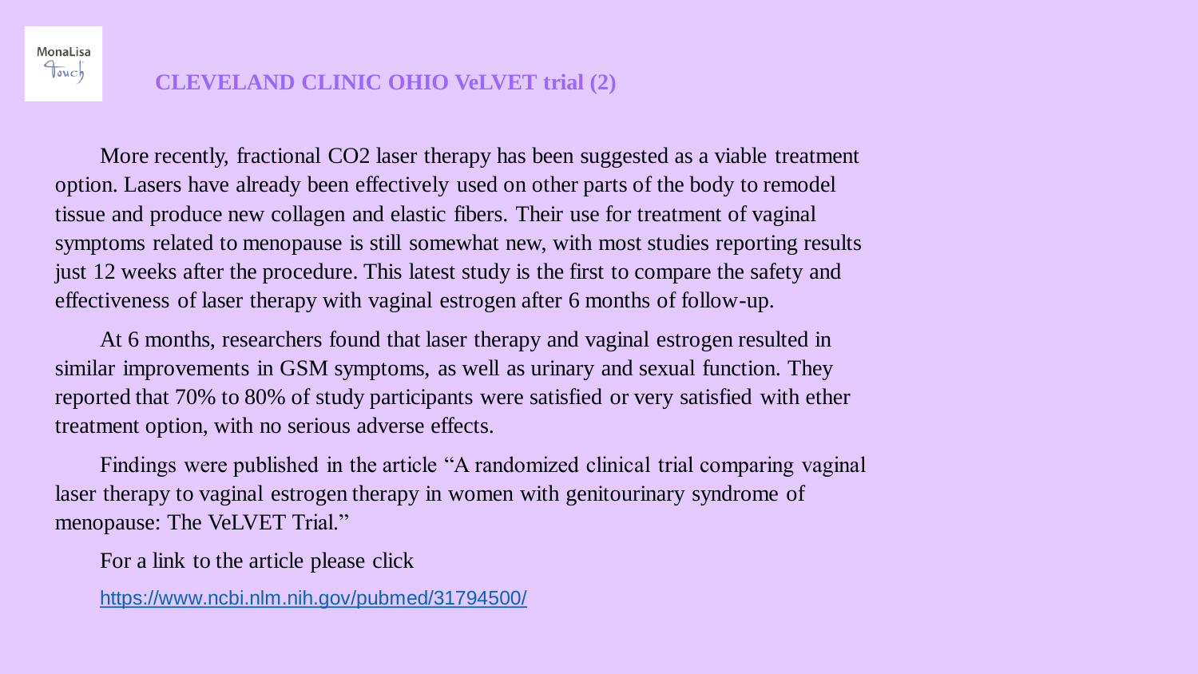## CLEVELAND CLINIC OHIO VeLVET trial (2)

More recently, fractional CO2 laser therapy has been suggested as a viable treatment option. Lasers have already been effectively used on other parts of the body to remodel tissue and produce new collagen and elastic fibers. Their use for treatment of vaginal symptoms related to menopause is still somewhat new, with most studies reporting results just 12 weeks after the procedure. This latest study is the first to compare the safety and effectiveness of laser therapy with vaginal estrogen after 6 months of follow-up.

At 6 months, researchers found that laser therapy and vaginal estrogen resulted in similar improvements in GSM symptoms, as well as urinary and sexual function. They reported that 70% to 80% of study participants were satisfied or very satisfied with ether treatment option, with no serious adverse effects.

Findings were published in the article "A randomized clinical trial comparing vaginal laser therapy to vaginal estrogen therapy in women with genitourinary syndrome of menopause: The VeLVET Trial."

For a link to the article please click

https://www.ncbi.nlm.nih.gov/pubmed/31794500/